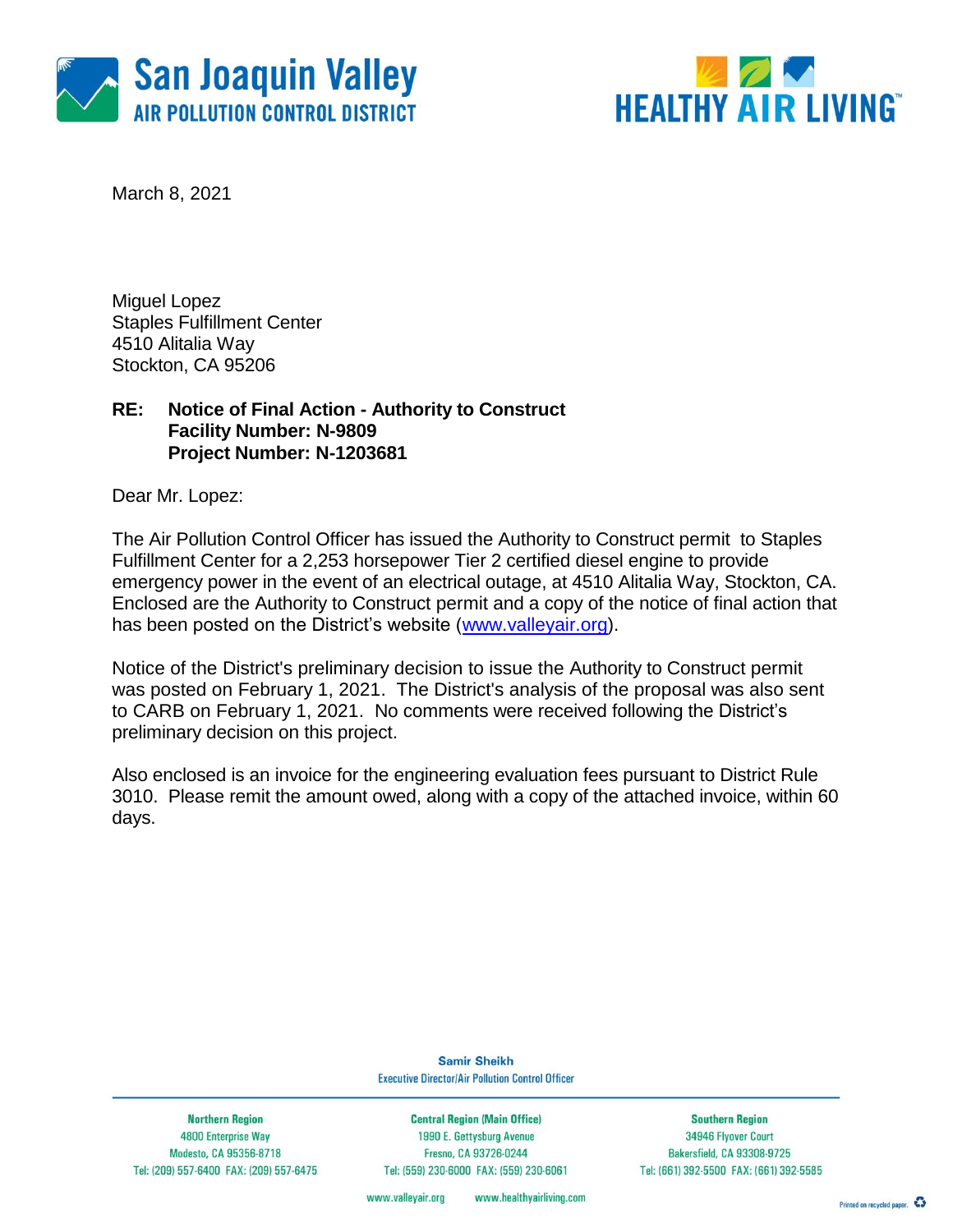**San Joaquin Valley**
**AIR POLLUTION CONTROL DISTRICT**

**HEALTHY AIR LIVING™**

March 8, 2021

Miguel Lopez
Staples Fulfillment Center
4510 Alitalia Way
Stockton, CA 95206

**RE: Notice of Final Action - Authority to Construct**
**Facility Number: N-9809**
**Project Number: N-1203681**

Dear Mr. Lopez:

The Air Pollution Control Officer has issued the Authority to Construct permit to Staples Fulfillment Center for a 2,253 horsepower Tier 2 certified diesel engine to provide emergency power in the event of an electrical outage, at 4510 Alitalia Way, Stockton, CA. Enclosed are the Authority to Construct permit and a copy of the notice of final action that has been posted on the District's website (www.valleyair.org).

Notice of the District's preliminary decision to issue the Authority to Construct permit was posted on February 1, 2021. The District's analysis of the proposal was also sent to CARB on February 1, 2021. No comments were received following the District's preliminary decision on this project.

Also enclosed is an invoice for the engineering evaluation fees pursuant to District Rule 3010. Please remit the amount owed, along with a copy of the attached invoice, within 60 days.

**Samir Sheikh**
Executive Director/Air Pollution Control Officer

| Northern Region | Central Region (Main Office) | Southern Region |
| --- | --- | --- |
| 4800 Enterprise Way | 1990 E. Gettysburg Avenue | 34946 Flyover Court |
| Modesto, CA 95356-8718 | Fresno, CA 93726-0244 | Bakersfield, CA 93308-9725 |
| Tel: (209) 557-6400 FAX: (209) 557-6475 | Tel: (559) 230-6000 FAX: (559) 230-6061 | Tel: (661) 392-5500 FAX: (661) 392-5585 |

www.valleyair.org www.healthyairliving.com

Printed on recycled paper.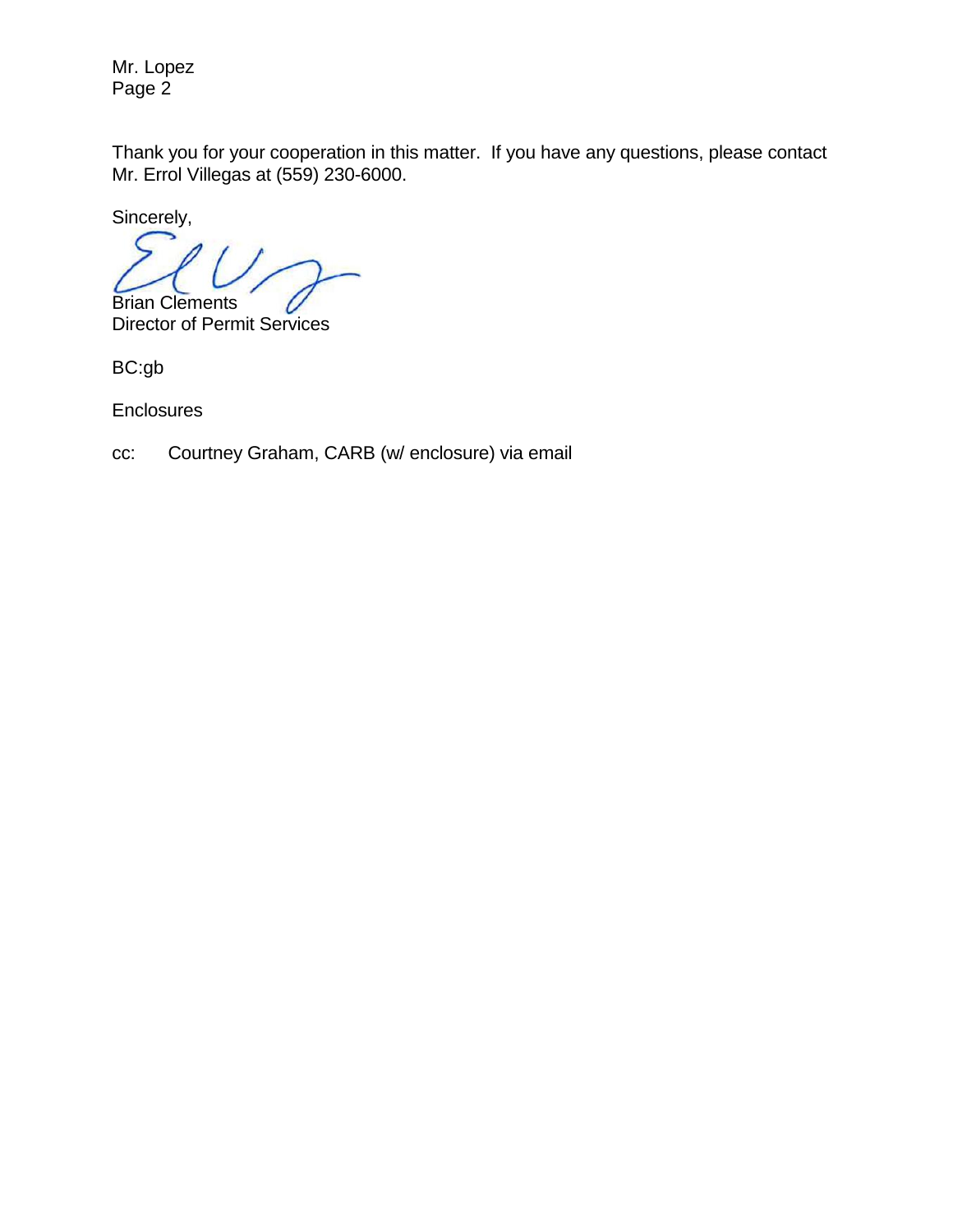Mr. Lopez
Page 2

Thank you for your cooperation in this matter. If you have any questions, please contact Mr. Errol Villegas at (559) 230-6000.

Sincerely,

Brian Clements
Director of Permit Services

BC:gb

Enclosures

cc: Courtney Graham, CARB (w/ enclosure) via email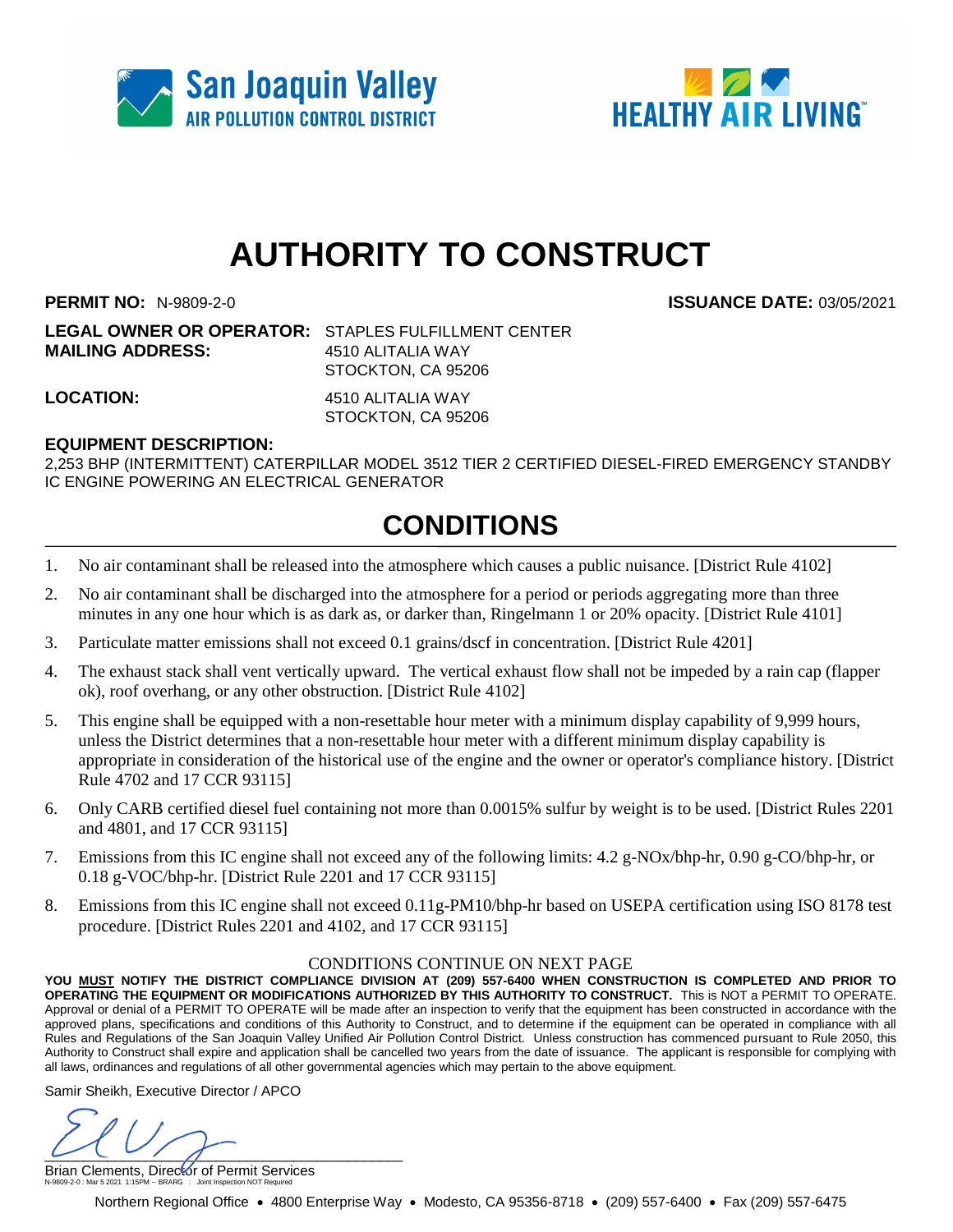# AUTHORITY TO CONSTRUCT

**PERMIT NO:** N-9809-2-0 **ISSUANCE DATE:** 03/05/2021

**LEGAL OWNER OR OPERATOR:** STAPLES FULFILLMENT CENTER
**MAILING ADDRESS:** 4510 ALITALIA WAY
STOCKTON, CA 95206

**LOCATION:** 4510 ALITALIA WAY
STOCKTON, CA 95206

**EQUIPMENT DESCRIPTION:**
2,253 BHP (INTERMITTENT) CATERPILLAR MODEL 3512 TIER 2 CERTIFIED DIESEL-FIRED EMERGENCY STANDBY IC ENGINE POWERING AN ELECTRICAL GENERATOR

## CONDITIONS

1. No air contaminant shall be released into the atmosphere which causes a public nuisance. [District Rule 4102]
2. No air contaminant shall be discharged into the atmosphere for a period or periods aggregating more than three minutes in any one hour which is as dark as, or darker than, Ringelmann 1 or 20% opacity. [District Rule 4101]
3. Particulate matter emissions shall not exceed 0.1 grains/dscf in concentration. [District Rule 4201]
4. The exhaust stack shall vent vertically upward. The vertical exhaust flow shall not be impeded by a rain cap (flapper ok), roof overhang, or any other obstruction. [District Rule 4102]
5. This engine shall be equipped with a non-resettable hour meter with a minimum display capability of 9,999 hours, unless the District determines that a non-resettable hour meter with a different minimum display capability is appropriate in consideration of the historical use of the engine and the owner or operator's compliance history. [District Rule 4702 and 17 CCR 93115]
6. Only CARB certified diesel fuel containing not more than 0.0015% sulfur by weight is to be used. [District Rules 2201 and 4801, and 17 CCR 93115]
7. Emissions from this IC engine shall not exceed any of the following limits: 4.2 g-NOx/bhp-hr, 0.90 g-CO/bhp-hr, or 0.18 g-VOC/bhp-hr. [District Rule 2201 and 17 CCR 93115]
8. Emissions from this IC engine shall not exceed 0.11g-PM10/bhp-hr based on USEPA certification using ISO 8178 test procedure. [District Rules 2201 and 4102, and 17 CCR 93115]

CONDITIONS CONTINUE ON NEXT PAGE

**YOU MUST NOTIFY THE DISTRICT COMPLIANCE DIVISION AT (209) 557-6400 WHEN CONSTRUCTION IS COMPLETED AND PRIOR TO OPERATING THE EQUIPMENT OR MODIFICATIONS AUTHORIZED BY THIS AUTHORITY TO CONSTRUCT.** This is NOT a PERMIT TO OPERATE. Approval or denial of a PERMIT TO OPERATE will be made after an inspection to verify that the equipment has been constructed in accordance with the approved plans, specifications and conditions of this Authority to Construct, and to determine if the equipment can be operated in compliance with all Rules and Regulations of the San Joaquin Valley Unified Air Pollution Control District. Unless construction has commenced pursuant to Rule 2050, this Authority to Construct shall expire and application shall be cancelled two years from the date of issuance. The applicant is responsible for complying with all laws, ordinances and regulations of all other governmental agencies which may pertain to the above equipment.

Samir Sheikh, Executive Director / APCO

Brian Clements, Director of Permit Services

N-9809-2-0 : Mar 5 2021 1:15PM -- BRARG : Joint Inspection NOT Required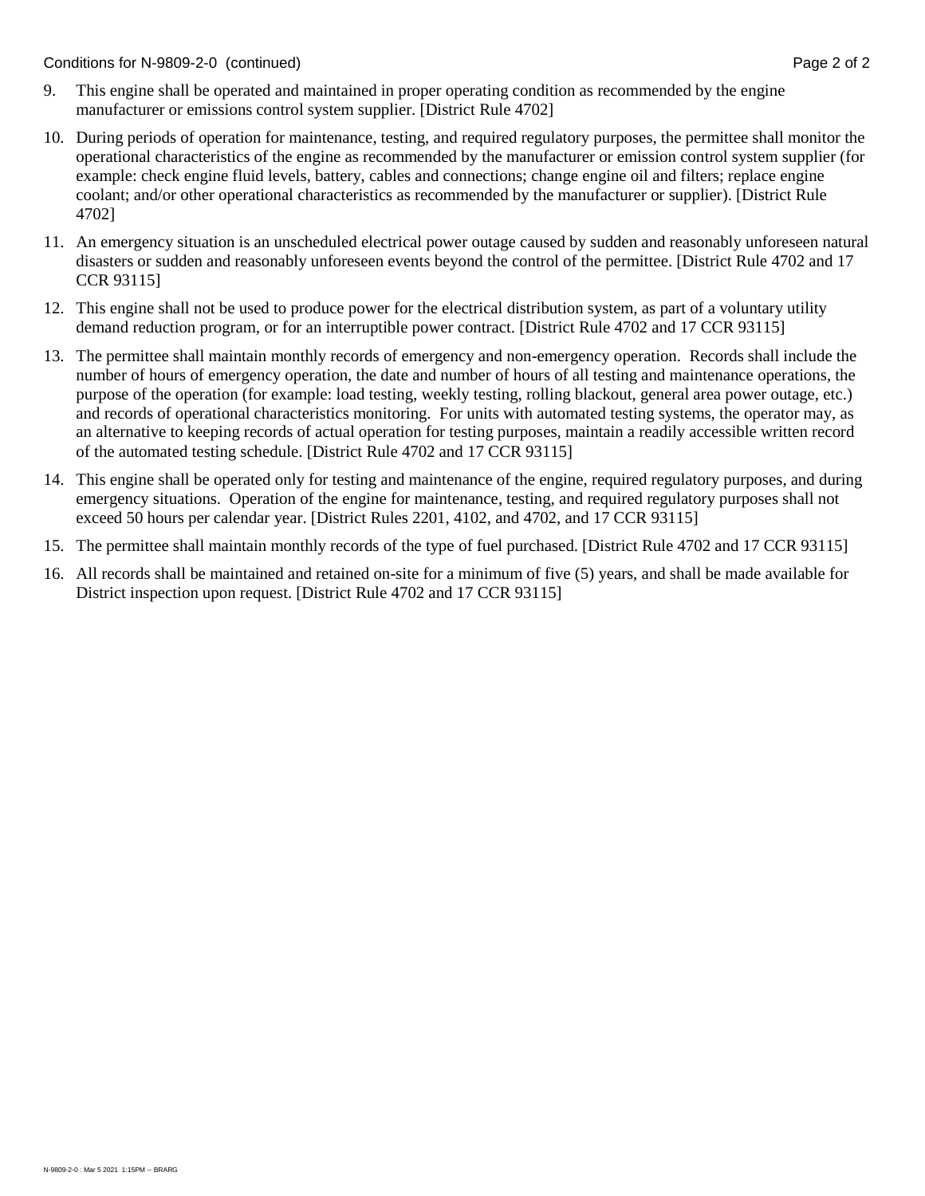9. This engine shall be operated and maintained in proper operating condition as recommended by the engine manufacturer or emissions control system supplier. [District Rule 4702]

10. During periods of operation for maintenance, testing, and required regulatory purposes, the permittee shall monitor the operational characteristics of the engine as recommended by the manufacturer or emission control system supplier (for example: check engine fluid levels, battery, cables and connections; change engine oil and filters; replace engine coolant; and/or other operational characteristics as recommended by the manufacturer or supplier). [District Rule 4702]

11. An emergency situation is an unscheduled electrical power outage caused by sudden and reasonably unforeseen natural disasters or sudden and reasonably unforeseen events beyond the control of the permittee. [District Rule 4702 and 17 CCR 93115]

12. This engine shall not be used to produce power for the electrical distribution system, as part of a voluntary utility demand reduction program, or for an interruptible power contract. [District Rule 4702 and 17 CCR 93115]

13. The permittee shall maintain monthly records of emergency and non-emergency operation. Records shall include the number of hours of emergency operation, the date and number of hours of all testing and maintenance operations, the purpose of the operation (for example: load testing, weekly testing, rolling blackout, general area power outage, etc.) and records of operational characteristics monitoring. For units with automated testing systems, the operator may, as an alternative to keeping records of actual operation for testing purposes, maintain a readily accessible written record of the automated testing schedule. [District Rule 4702 and 17 CCR 93115]

14. This engine shall be operated only for testing and maintenance of the engine, required regulatory purposes, and during emergency situations. Operation of the engine for maintenance, testing, and required regulatory purposes shall not exceed 50 hours per calendar year. [District Rules 2201, 4102, and 4702, and 17 CCR 93115]

15. The permittee shall maintain monthly records of the type of fuel purchased. [District Rule 4702 and 17 CCR 93115]

16. All records shall be maintained and retained on-site for a minimum of five (5) years, and shall be made available for District inspection upon request. [District Rule 4702 and 17 CCR 93115]